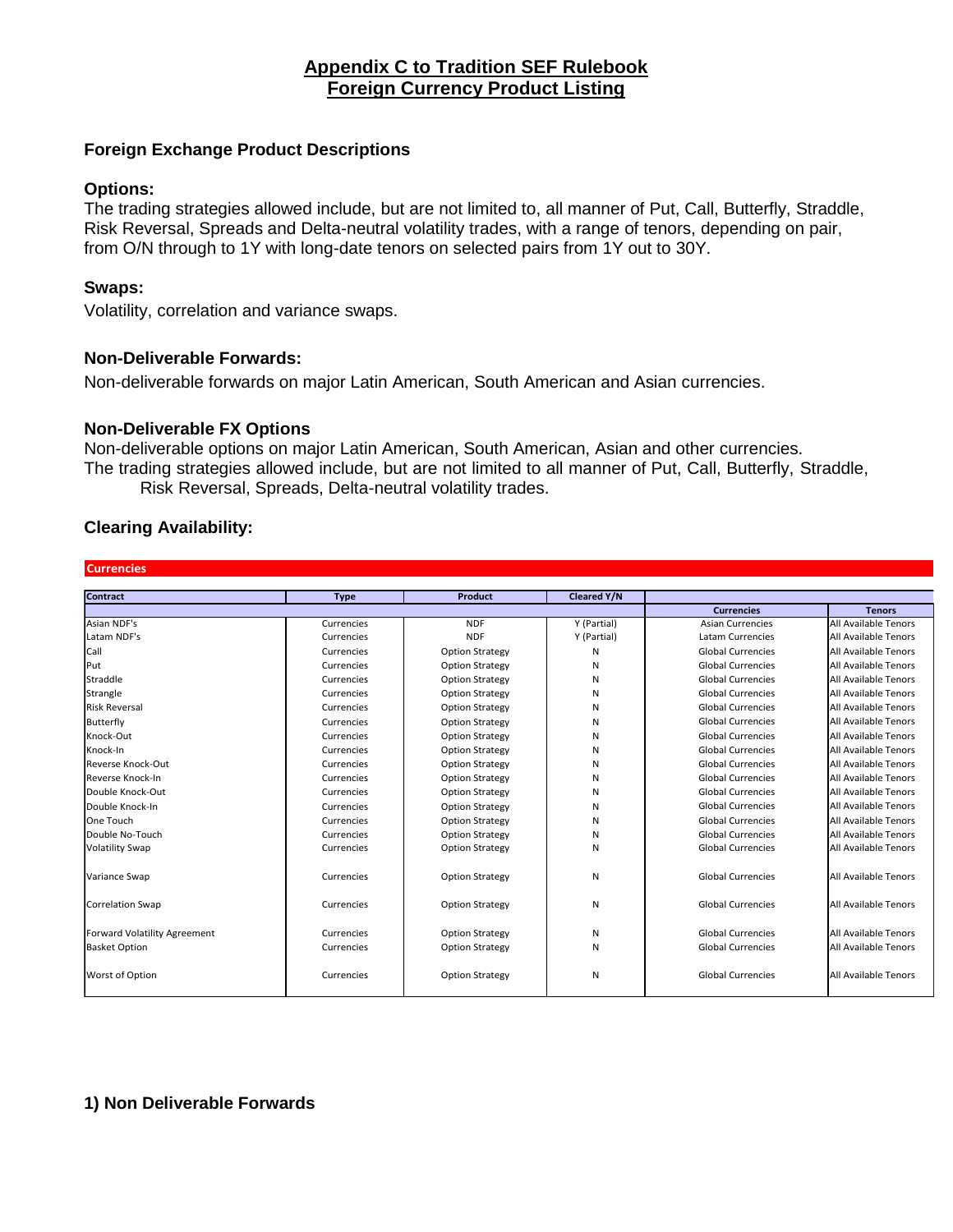# Appendix C to Tradition SEF Rulebook
# Foreign Currency Product Listing

## Foreign Exchange Product Descriptions

### Options:

The trading strategies allowed include, but are not limited to, all manner of Put, Call, Butterfly, Straddle, Risk Reversal, Spreads and Delta-neutral volatility trades, with a range of tenors, depending on pair, from O/N through to 1Y with long-date tenors on selected pairs from 1Y out to 30Y.

### Swaps:

Volatility, correlation and variance swaps.

### Non-Deliverable Forwards:

Non-deliverable forwards on major Latin American, South American and Asian currencies.

### Non-Deliverable FX Options

Non-deliverable options on major Latin American, South American, Asian and other currencies.
The trading strategies allowed include, but are not limited to all manner of Put, Call, Butterfly, Straddle, Risk Reversal, Spreads, Delta-neutral volatility trades.

### Clearing Availability:

**Currencies**

| Contract | Type | Product | Cleared Y/N | Currencies | Tenors |
|---|---|---|---|---|---|
| Asian NDF's | Currencies | NDF | Y (Partial) | Asian Currencies | All Available Tenors |
| Latam NDF's | Currencies | NDF | Y (Partial) | Latam Currencies | All Available Tenors |
| Call | Currencies | Option Strategy | N | Global Currencies | All Available Tenors |
| Put | Currencies | Option Strategy | N | Global Currencies | All Available Tenors |
| Straddle | Currencies | Option Strategy | N | Global Currencies | All Available Tenors |
| Strangle | Currencies | Option Strategy | N | Global Currencies | All Available Tenors |
| Risk Reversal | Currencies | Option Strategy | N | Global Currencies | All Available Tenors |
| Butterfly | Currencies | Option Strategy | N | Global Currencies | All Available Tenors |
| Knock-Out | Currencies | Option Strategy | N | Global Currencies | All Available Tenors |
| Knock-In | Currencies | Option Strategy | N | Global Currencies | All Available Tenors |
| Reverse Knock-Out | Currencies | Option Strategy | N | Global Currencies | All Available Tenors |
| Reverse Knock-In | Currencies | Option Strategy | N | Global Currencies | All Available Tenors |
| Double Knock-Out | Currencies | Option Strategy | N | Global Currencies | All Available Tenors |
| Double Knock-In | Currencies | Option Strategy | N | Global Currencies | All Available Tenors |
| One Touch | Currencies | Option Strategy | N | Global Currencies | All Available Tenors |
| Double No-Touch | Currencies | Option Strategy | N | Global Currencies | All Available Tenors |
| Volatility Swap | Currencies | Option Strategy | N | Global Currencies | All Available Tenors |
| Variance Swap | Currencies | Option Strategy | N | Global Currencies | All Available Tenors |
| Correlation Swap | Currencies | Option Strategy | N | Global Currencies | All Available Tenors |
| Forward Volatility Agreement | Currencies | Option Strategy | N | Global Currencies | All Available Tenors |
| Basket Option | Currencies | Option Strategy | N | Global Currencies | All Available Tenors |
| Worst of Option | Currencies | Option Strategy | N | Global Currencies | All Available Tenors |

## 1) Non Deliverable Forwards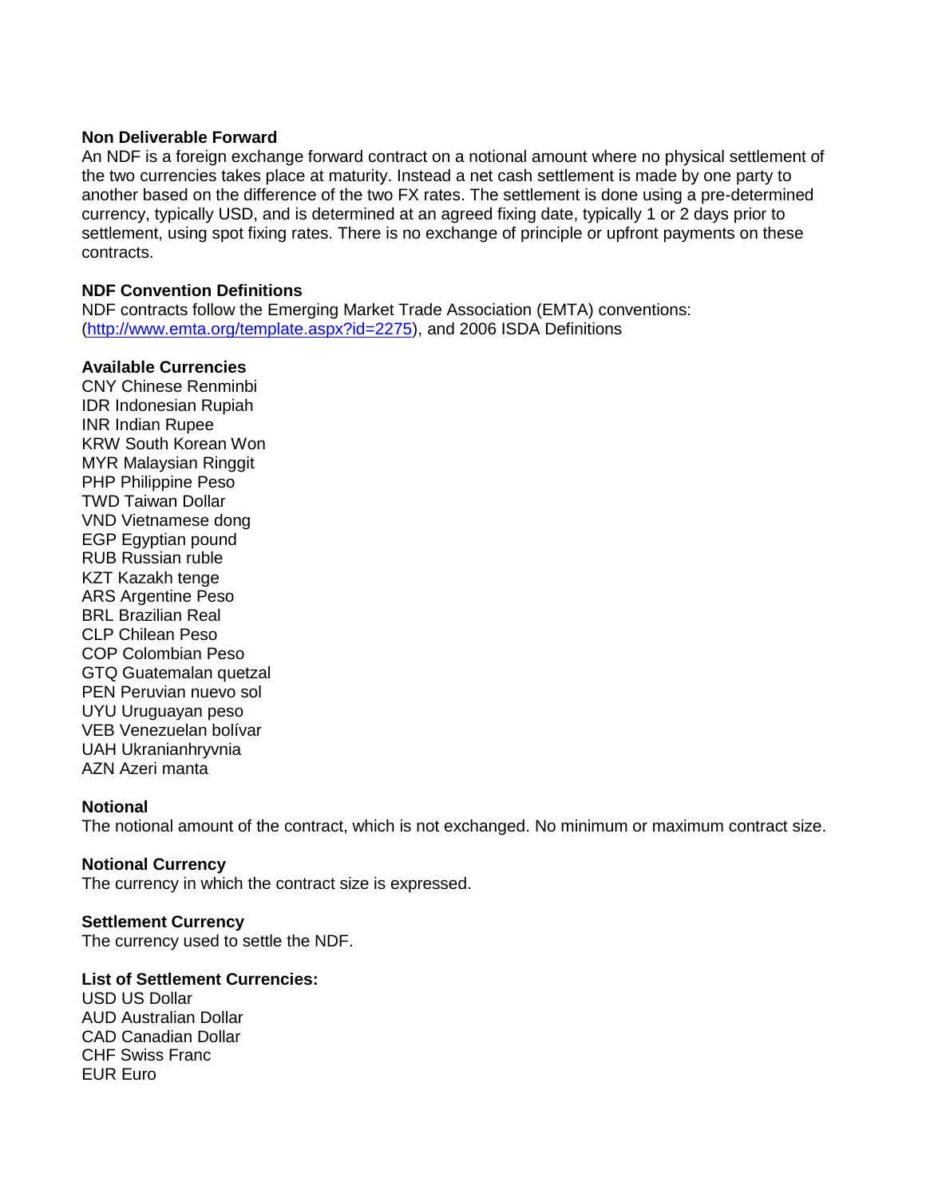## Non Deliverable Forward

An NDF is a foreign exchange forward contract on a notional amount where no physical settlement of the two currencies takes place at maturity. Instead a net cash settlement is made by one party to another based on the difference of the two FX rates. The settlement is done using a pre-determined currency, typically USD, and is determined at an agreed fixing date, typically 1 or 2 days prior to settlement, using spot fixing rates. There is no exchange of principle or upfront payments on these contracts.

## NDF Convention Definitions

NDF contracts follow the Emerging Market Trade Association (EMTA) conventions: ([http://www.emta.org/template.aspx?id=2275](http://www.emta.org/template.aspx?id=2275)), and 2006 ISDA Definitions

## Available Currencies

CNY Chinese Renminbi
IDR Indonesian Rupiah
INR Indian Rupee
KRW South Korean Won
MYR Malaysian Ringgit
PHP Philippine Peso
TWD Taiwan Dollar
VND Vietnamese dong
EGP Egyptian pound
RUB Russian ruble
KZT Kazakh tenge
ARS Argentine Peso
BRL Brazilian Real
CLP Chilean Peso
COP Colombian Peso
GTQ Guatemalan quetzal
PEN Peruvian nuevo sol
UYU Uruguayan peso
VEB Venezuelan bolívar
UAH Ukranianhryvnia
AZN Azeri manta

## Notional

The notional amount of the contract, which is not exchanged. No minimum or maximum contract size.

## Notional Currency

The currency in which the contract size is expressed.

## Settlement Currency

The currency used to settle the NDF.

## List of Settlement Currencies:

USD US Dollar
AUD Australian Dollar
CAD Canadian Dollar
CHF Swiss Franc
EUR Euro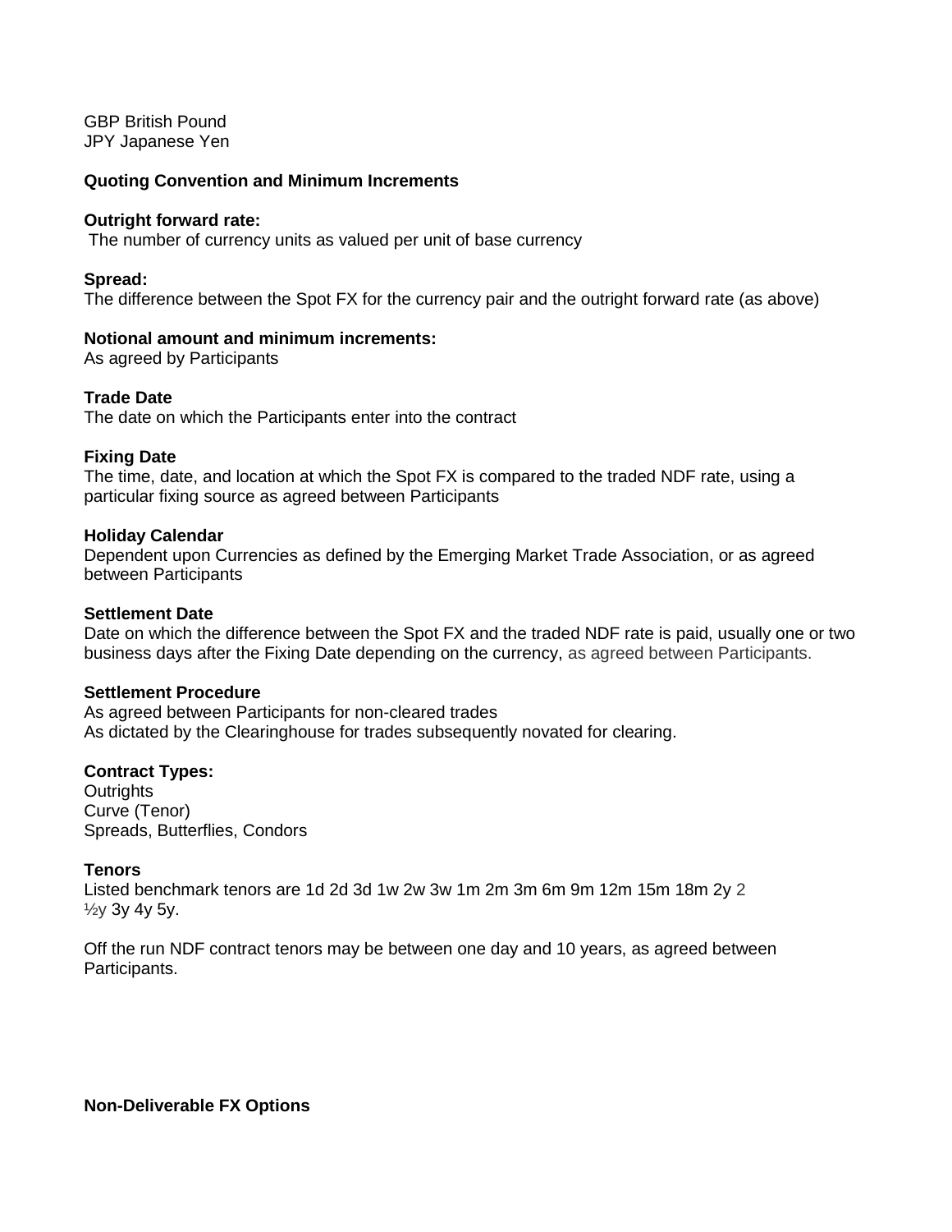GBP British Pound
JPY Japanese Yen

**Quoting Convention and Minimum Increments**

**Outright forward rate:**
The number of currency units as valued per unit of base currency

**Spread:**
The difference between the Spot FX for the currency pair and the outright forward rate (as above)

**Notional amount and minimum increments:**
As agreed by Participants

**Trade Date**
The date on which the Participants enter into the contract

**Fixing Date**
The time, date, and location at which the Spot FX is compared to the traded NDF rate, using a particular fixing source as agreed between Participants

**Holiday Calendar**
Dependent upon Currencies as defined by the Emerging Market Trade Association, or as agreed between Participants

**Settlement Date**
Date on which the difference between the Spot FX and the traded NDF rate is paid, usually one or two business days after the Fixing Date depending on the currency, as agreed between Participants.

**Settlement Procedure**
As agreed between Participants for non-cleared trades
As dictated by the Clearinghouse for trades subsequently novated for clearing.

**Contract Types:**
Outrights
Curve (Tenor)
Spreads, Butterflies, Condors

**Tenors**
Listed benchmark tenors are 1d 2d 3d 1w 2w 3w 1m 2m 3m 6m 9m 12m 15m 18m 2y 2 ½y 3y 4y 5y.

Off the run NDF contract tenors may be between one day and 10 years, as agreed between Participants.

**Non-Deliverable FX Options**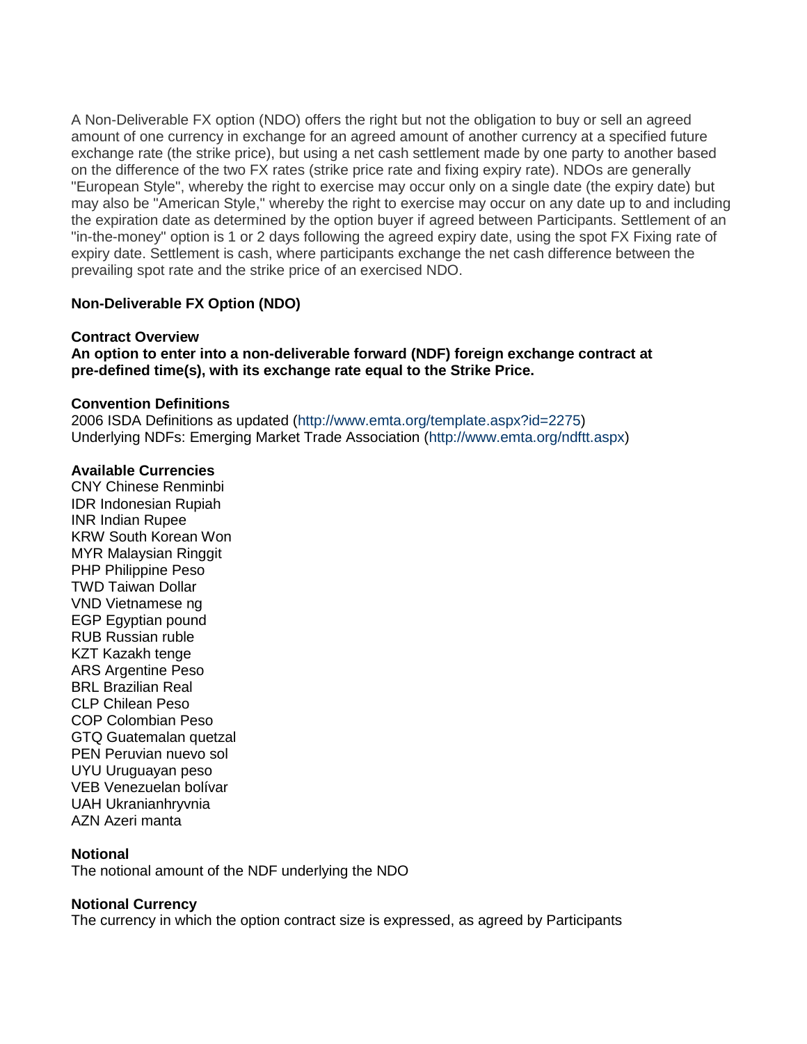A Non-Deliverable FX option (NDO) offers the right but not the obligation to buy or sell an agreed amount of one currency in exchange for an agreed amount of another currency at a specified future exchange rate (the strike price), but using a net cash settlement made by one party to another based on the difference of the two FX rates (strike price rate and fixing expiry rate). NDOs are generally "European Style", whereby the right to exercise may occur only on a single date (the expiry date) but may also be "American Style," whereby the right to exercise may occur on any date up to and including the expiration date as determined by the option buyer if agreed between Participants. Settlement of an "in-the-money" option is 1 or 2 days following the agreed expiry date, using the spot FX Fixing rate of expiry date. Settlement is cash, where participants exchange the net cash difference between the prevailing spot rate and the strike price of an exercised NDO.

**Non-Deliverable FX Option (NDO)**

**Contract Overview**

**An option to enter into a non-deliverable forward (NDF) foreign exchange contract at pre-defined time(s), with its exchange rate equal to the Strike Price.**

**Convention Definitions**

2006 ISDA Definitions as updated (http://www.emta.org/template.aspx?id=2275)
Underlying NDFs: Emerging Market Trade Association (http://www.emta.org/ndftt.aspx)

**Available Currencies**

CNY Chinese Renminbi
IDR Indonesian Rupiah
INR Indian Rupee
KRW South Korean Won
MYR Malaysian Ringgit
PHP Philippine Peso
TWD Taiwan Dollar
VND Vietnamese ng
EGP Egyptian pound
RUB Russian ruble
KZT Kazakh tenge
ARS Argentine Peso
BRL Brazilian Real
CLP Chilean Peso
COP Colombian Peso
GTQ Guatemalan quetzal
PEN Peruvian nuevo sol
UYU Uruguayan peso
VEB Venezuelan bolívar
UAH Ukranianhryvnia
AZN Azeri manta

**Notional**

The notional amount of the NDF underlying the NDO

**Notional Currency**

The currency in which the option contract size is expressed, as agreed by Participants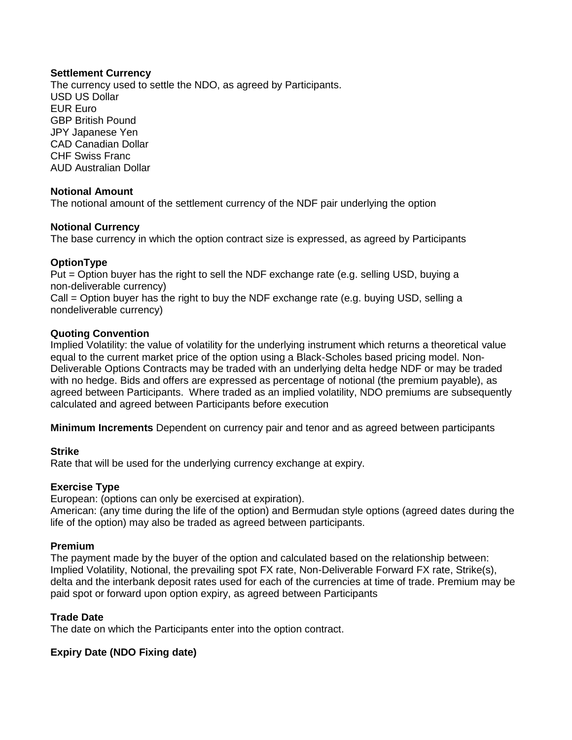**Settlement Currency**
The currency used to settle the NDO, as agreed by Participants.
USD US Dollar
EUR Euro
GBP British Pound
JPY Japanese Yen
CAD Canadian Dollar
CHF Swiss Franc
AUD Australian Dollar

**Notional Amount**
The notional amount of the settlement currency of the NDF pair underlying the option

**Notional Currency**
The base currency in which the option contract size is expressed, as agreed by Participants

**OptionType**
Put = Option buyer has the right to sell the NDF exchange rate (e.g. selling USD, buying a non-deliverable currency)
Call = Option buyer has the right to buy the NDF exchange rate (e.g. buying USD, selling a nondeliverable currency)

**Quoting Convention**
Implied Volatility: the value of volatility for the underlying instrument which returns a theoretical value equal to the current market price of the option using a Black-Scholes based pricing model. Non-Deliverable Options Contracts may be traded with an underlying delta hedge NDF or may be traded with no hedge. Bids and offers are expressed as percentage of notional (the premium payable), as agreed between Participants. Where traded as an implied volatility, NDO premiums are subsequently calculated and agreed between Participants before execution

**Minimum Increments** Dependent on currency pair and tenor and as agreed between participants

**Strike**
Rate that will be used for the underlying currency exchange at expiry.

**Exercise Type**
European: (options can only be exercised at expiration).
American: (any time during the life of the option) and Bermudan style options (agreed dates during the life of the option) may also be traded as agreed between participants.

**Premium**
The payment made by the buyer of the option and calculated based on the relationship between: Implied Volatility, Notional, the prevailing spot FX rate, Non-Deliverable Forward FX rate, Strike(s), delta and the interbank deposit rates used for each of the currencies at time of trade. Premium may be paid spot or forward upon option expiry, as agreed between Participants

**Trade Date**
The date on which the Participants enter into the option contract.

**Expiry Date (NDO Fixing date)**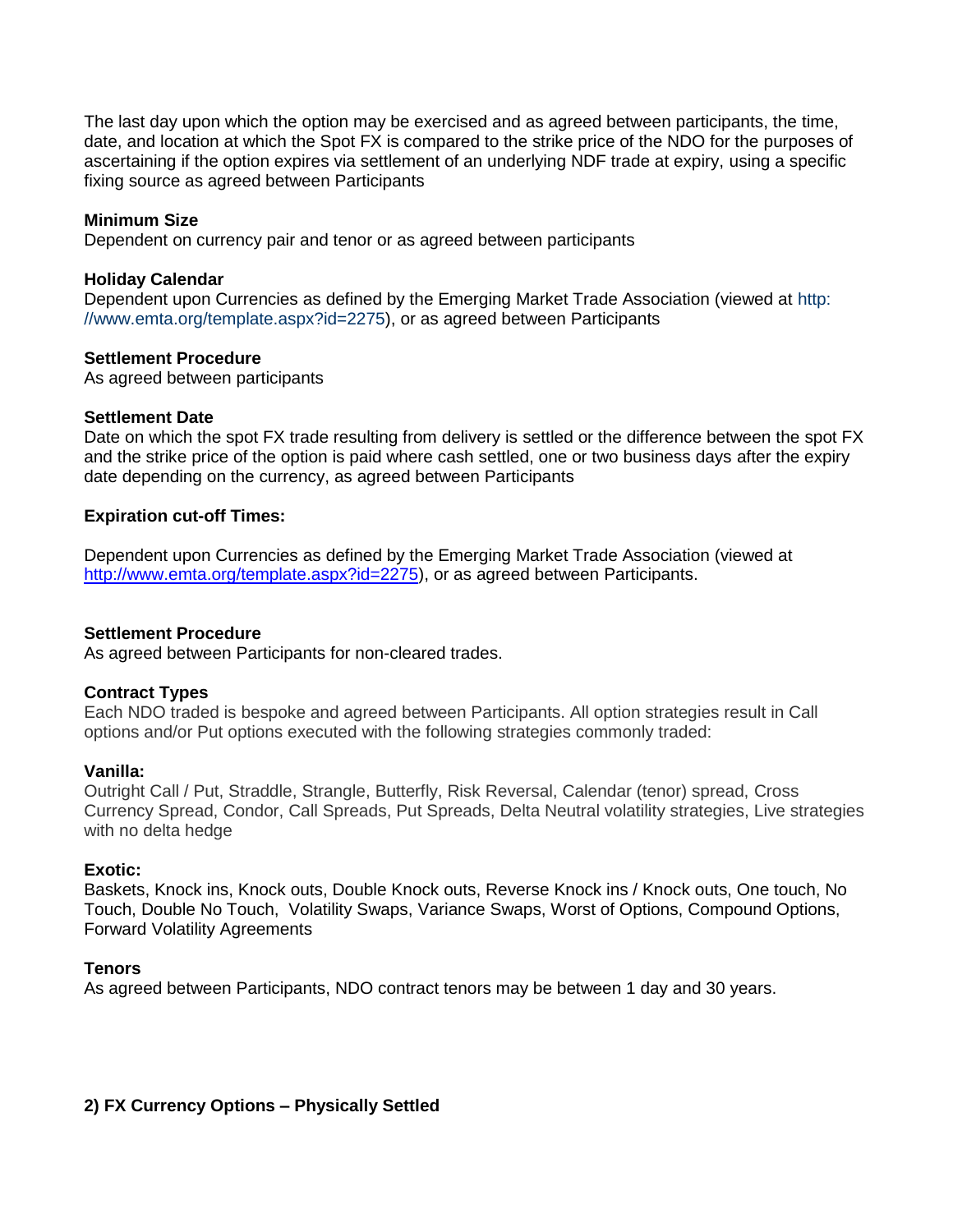The last day upon which the option may be exercised and as agreed between participants, the time, date, and location at which the Spot FX is compared to the strike price of the NDO for the purposes of ascertaining if the option expires via settlement of an underlying NDF trade at expiry, using a specific fixing source as agreed between Participants

**Minimum Size**
Dependent on currency pair and tenor or as agreed between participants

**Holiday Calendar**
Dependent upon Currencies as defined by the Emerging Market Trade Association (viewed at http://www.emta.org/template.aspx?id=2275), or as agreed between Participants

**Settlement Procedure**
As agreed between participants

**Settlement Date**
Date on which the spot FX trade resulting from delivery is settled or the difference between the spot FX and the strike price of the option is paid where cash settled, one or two business days after the expiry date depending on the currency, as agreed between Participants

**Expiration cut-off Times:**

Dependent upon Currencies as defined by the Emerging Market Trade Association (viewed at http://www.emta.org/template.aspx?id=2275), or as agreed between Participants.

**Settlement Procedure**
As agreed between Participants for non-cleared trades.

**Contract Types**
Each NDO traded is bespoke and agreed between Participants. All option strategies result in Call options and/or Put options executed with the following strategies commonly traded:

**Vanilla:**
Outright Call / Put, Straddle, Strangle, Butterfly, Risk Reversal, Calendar (tenor) spread, Cross Currency Spread, Condor, Call Spreads, Put Spreads, Delta Neutral volatility strategies, Live strategies with no delta hedge

**Exotic:**
Baskets, Knock ins, Knock outs, Double Knock outs, Reverse Knock ins / Knock outs, One touch, No Touch, Double No Touch, Volatility Swaps, Variance Swaps, Worst of Options, Compound Options, Forward Volatility Agreements

**Tenors**
As agreed between Participants, NDO contract tenors may be between 1 day and 30 years.

## 2) FX Currency Options – Physically Settled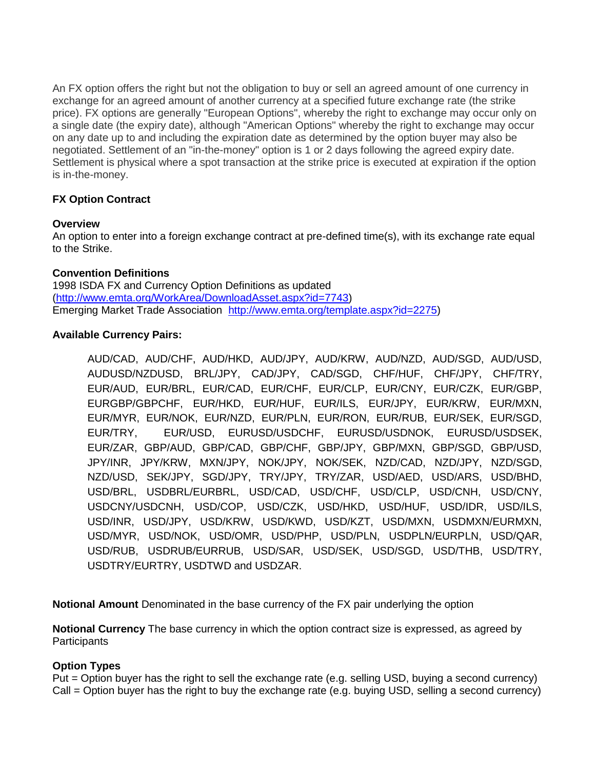An FX option offers the right but not the obligation to buy or sell an agreed amount of one currency in exchange for an agreed amount of another currency at a specified future exchange rate (the strike price). FX options are generally "European Options", whereby the right to exchange may occur only on a single date (the expiry date), although "American Options" whereby the right to exchange may occur on any date up to and including the expiration date as determined by the option buyer may also be negotiated. Settlement of an "in-the-money" option is 1 or 2 days following the agreed expiry date. Settlement is physical where a spot transaction at the strike price is executed at expiration if the option is in-the-money.

**FX Option Contract**

**Overview**
An option to enter into a foreign exchange contract at pre-defined time(s), with its exchange rate equal to the Strike.

**Convention Definitions**
1998 ISDA FX and Currency Option Definitions as updated (http://www.emta.org/WorkArea/DownloadAsset.aspx?id=7743)
Emerging Market Trade Association http://www.emta.org/template.aspx?id=2275)

**Available Currency Pairs:**

AUD/CAD, AUD/CHF, AUD/HKD, AUD/JPY, AUD/KRW, AUD/NZD, AUD/SGD, AUD/USD, AUDUSD/NZDUSD, BRL/JPY, CAD/JPY, CAD/SGD, CHF/HUF, CHF/JPY, CHF/TRY, EUR/AUD, EUR/BRL, EUR/CAD, EUR/CHF, EUR/CLP, EUR/CNY, EUR/CZK, EUR/GBP, EURGBP/GBPCHF, EUR/HKD, EUR/HUF, EUR/ILS, EUR/JPY, EUR/KRW, EUR/MXN, EUR/MYR, EUR/NOK, EUR/NZD, EUR/PLN, EUR/RON, EUR/RUB, EUR/SEK, EUR/SGD, EUR/TRY, EUR/USD, EURUSD/USDCHF, EURUSD/USDNOK, EURUSD/USDSEK, EUR/ZAR, GBP/AUD, GBP/CAD, GBP/CHF, GBP/JPY, GBP/MXN, GBP/SGD, GBP/USD, JPY/INR, JPY/KRW, MXN/JPY, NOK/JPY, NOK/SEK, NZD/CAD, NZD/JPY, NZD/SGD, NZD/USD, SEK/JPY, SGD/JPY, TRY/JPY, TRY/ZAR, USD/AED, USD/ARS, USD/BHD, USD/BRL, USDBRL/EURBRL, USD/CAD, USD/CHF, USD/CLP, USD/CNH, USD/CNY, USDCNY/USDCNH, USD/COP, USD/CZK, USD/HKD, USD/HUF, USD/IDR, USD/ILS, USD/INR, USD/JPY, USD/KRW, USD/KWD, USD/KZT, USD/MXN, USDMXN/EURMXN, USD/MYR, USD/NOK, USD/OMR, USD/PHP, USD/PLN, USDPLN/EURPLN, USD/QAR, USD/RUB, USDRUB/EURRUB, USD/SAR, USD/SEK, USD/SGD, USD/THB, USD/TRY, USDTRY/EURTRY, USDTWD and USDZAR.

**Notional Amount** Denominated in the base currency of the FX pair underlying the option

**Notional Currency** The base currency in which the option contract size is expressed, as agreed by Participants

**Option Types**
Put = Option buyer has the right to sell the exchange rate (e.g. selling USD, buying a second currency)
Call = Option buyer has the right to buy the exchange rate (e.g. buying USD, selling a second currency)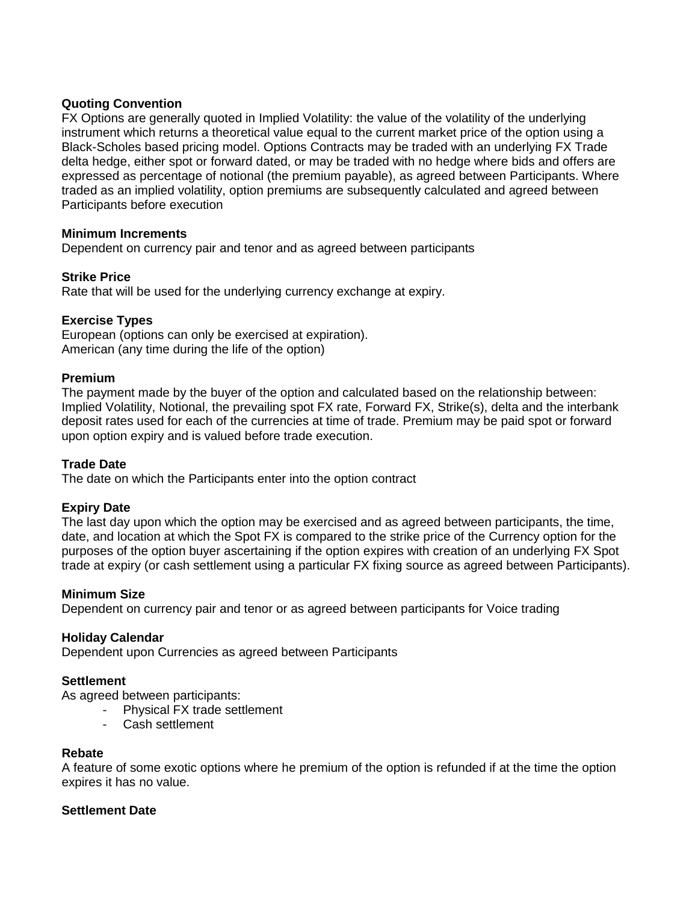**Quoting Convention**
FX Options are generally quoted in Implied Volatility: the value of the volatility of the underlying instrument which returns a theoretical value equal to the current market price of the option using a Black-Scholes based pricing model. Options Contracts may be traded with an underlying FX Trade delta hedge, either spot or forward dated, or may be traded with no hedge where bids and offers are expressed as percentage of notional (the premium payable), as agreed between Participants. Where traded as an implied volatility, option premiums are subsequently calculated and agreed between Participants before execution

**Minimum Increments**
Dependent on currency pair and tenor and as agreed between participants

**Strike Price**
Rate that will be used for the underlying currency exchange at expiry.

**Exercise Types**
European (options can only be exercised at expiration).
American (any time during the life of the option)

**Premium**
The payment made by the buyer of the option and calculated based on the relationship between: Implied Volatility, Notional, the prevailing spot FX rate, Forward FX, Strike(s), delta and the interbank deposit rates used for each of the currencies at time of trade. Premium may be paid spot or forward upon option expiry and is valued before trade execution.

**Trade Date**
The date on which the Participants enter into the option contract

**Expiry Date**
The last day upon which the option may be exercised and as agreed between participants, the time, date, and location at which the Spot FX is compared to the strike price of the Currency option for the purposes of the option buyer ascertaining if the option expires with creation of an underlying FX Spot trade at expiry (or cash settlement using a particular FX fixing source as agreed between Participants).

**Minimum Size**
Dependent on currency pair and tenor or as agreed between participants for Voice trading

**Holiday Calendar**
Dependent upon Currencies as agreed between Participants

**Settlement**
As agreed between participants:

- Physical FX trade settlement
- Cash settlement

**Rebate**
A feature of some exotic options where he premium of the option is refunded if at the time the option expires it has no value.

**Settlement Date**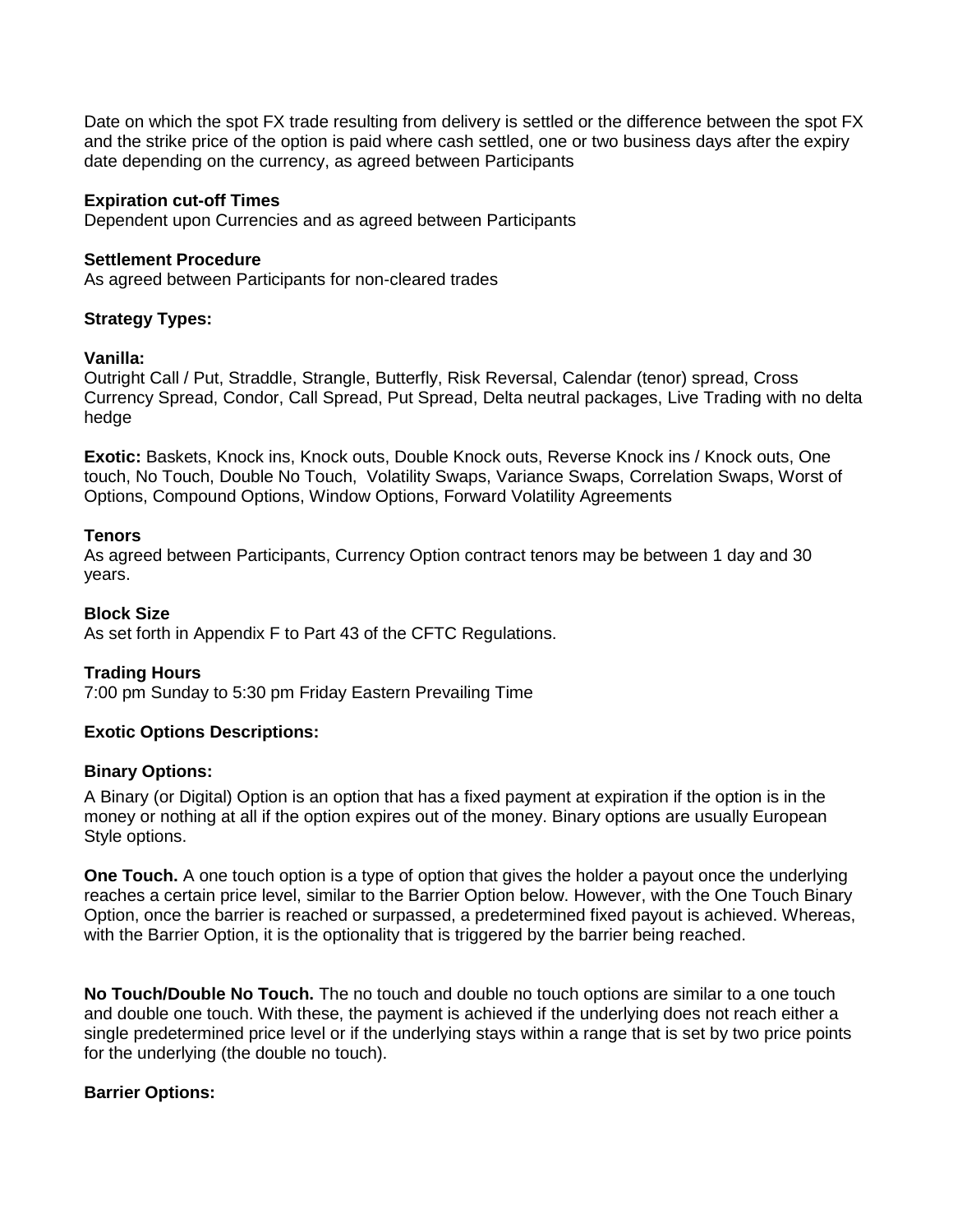Date on which the spot FX trade resulting from delivery is settled or the difference between the spot FX and the strike price of the option is paid where cash settled, one or two business days after the expiry date depending on the currency, as agreed between Participants

**Expiration cut-off Times**
Dependent upon Currencies and as agreed between Participants

**Settlement Procedure**
As agreed between Participants for non-cleared trades

**Strategy Types:**

**Vanilla:**
Outright Call / Put, Straddle, Strangle, Butterfly, Risk Reversal, Calendar (tenor) spread, Cross Currency Spread, Condor, Call Spread, Put Spread, Delta neutral packages, Live Trading with no delta hedge

**Exotic:** Baskets, Knock ins, Knock outs, Double Knock outs, Reverse Knock ins / Knock outs, One touch, No Touch, Double No Touch, Volatility Swaps, Variance Swaps, Correlation Swaps, Worst of Options, Compound Options, Window Options, Forward Volatility Agreements

**Tenors**
As agreed between Participants, Currency Option contract tenors may be between 1 day and 30 years.

**Block Size**
As set forth in Appendix F to Part 43 of the CFTC Regulations.

**Trading Hours**
7:00 pm Sunday to 5:30 pm Friday Eastern Prevailing Time

**Exotic Options Descriptions:**

**Binary Options:**

A Binary (or Digital) Option is an option that has a fixed payment at expiration if the option is in the money or nothing at all if the option expires out of the money. Binary options are usually European Style options.

**One Touch.** A one touch option is a type of option that gives the holder a payout once the underlying reaches a certain price level, similar to the Barrier Option below. However, with the One Touch Binary Option, once the barrier is reached or surpassed, a predetermined fixed payout is achieved. Whereas, with the Barrier Option, it is the optionality that is triggered by the barrier being reached.

**No Touch/Double No Touch.** The no touch and double no touch options are similar to a one touch and double one touch. With these, the payment is achieved if the underlying does not reach either a single predetermined price level or if the underlying stays within a range that is set by two price points for the underlying (the double no touch).

**Barrier Options:**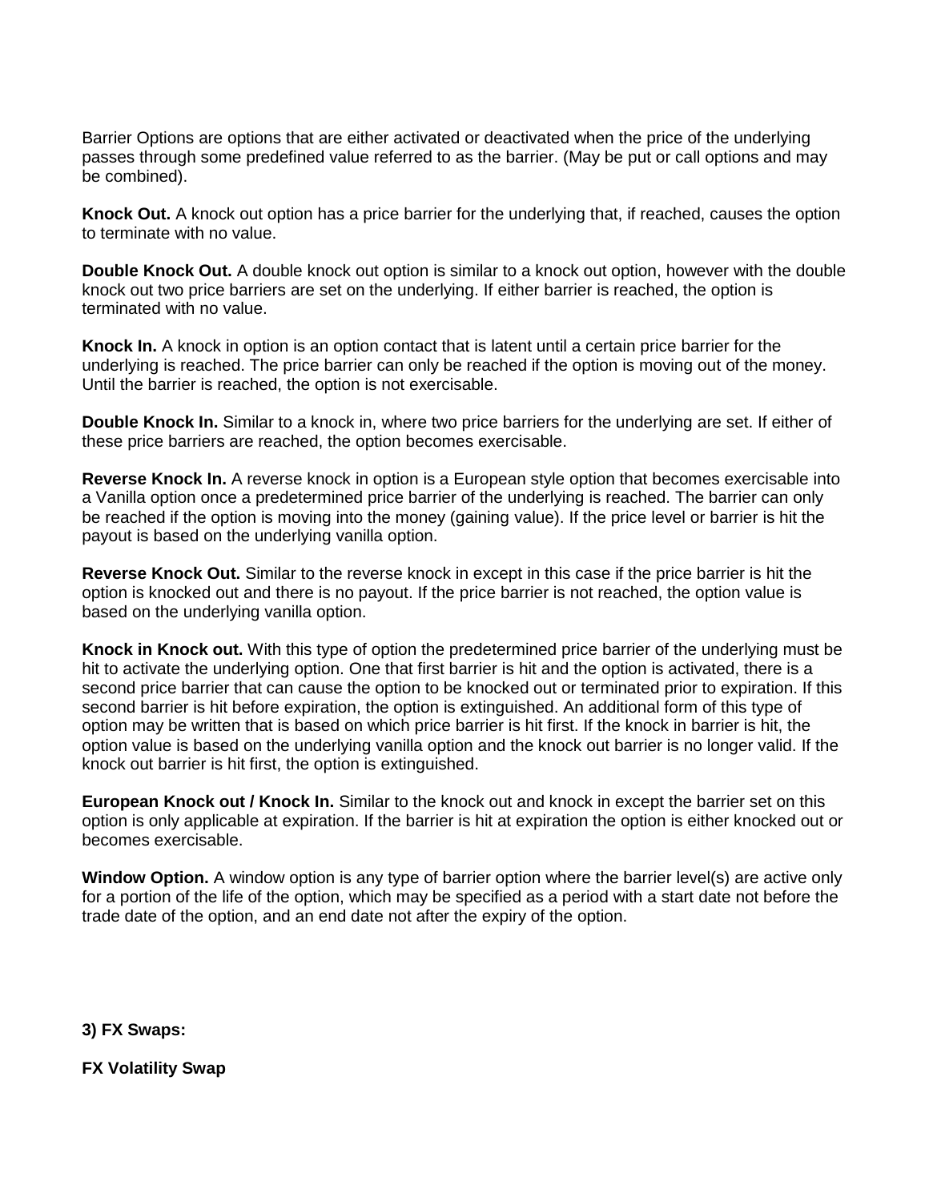Barrier Options are options that are either activated or deactivated when the price of the underlying passes through some predefined value referred to as the barrier. (May be put or call options and may be combined).

**Knock Out.** A knock out option has a price barrier for the underlying that, if reached, causes the option to terminate with no value.

**Double Knock Out.** A double knock out option is similar to a knock out option, however with the double knock out two price barriers are set on the underlying. If either barrier is reached, the option is terminated with no value.

**Knock In.** A knock in option is an option contact that is latent until a certain price barrier for the underlying is reached. The price barrier can only be reached if the option is moving out of the money. Until the barrier is reached, the option is not exercisable.

**Double Knock In.** Similar to a knock in, where two price barriers for the underlying are set. If either of these price barriers are reached, the option becomes exercisable.

**Reverse Knock In.** A reverse knock in option is a European style option that becomes exercisable into a Vanilla option once a predetermined price barrier of the underlying is reached. The barrier can only be reached if the option is moving into the money (gaining value). If the price level or barrier is hit the payout is based on the underlying vanilla option.

**Reverse Knock Out.** Similar to the reverse knock in except in this case if the price barrier is hit the option is knocked out and there is no payout. If the price barrier is not reached, the option value is based on the underlying vanilla option.

**Knock in Knock out.** With this type of option the predetermined price barrier of the underlying must be hit to activate the underlying option. One that first barrier is hit and the option is activated, there is a second price barrier that can cause the option to be knocked out or terminated prior to expiration. If this second barrier is hit before expiration, the option is extinguished. An additional form of this type of option may be written that is based on which price barrier is hit first. If the knock in barrier is hit, the option value is based on the underlying vanilla option and the knock out barrier is no longer valid. If the knock out barrier is hit first, the option is extinguished.

**European Knock out / Knock In.** Similar to the knock out and knock in except the barrier set on this option is only applicable at expiration. If the barrier is hit at expiration the option is either knocked out or becomes exercisable.

**Window Option.** A window option is any type of barrier option where the barrier level(s) are active only for a portion of the life of the option, which may be specified as a period with a start date not before the trade date of the option, and an end date not after the expiry of the option.

**3) FX Swaps:**

**FX Volatility Swap**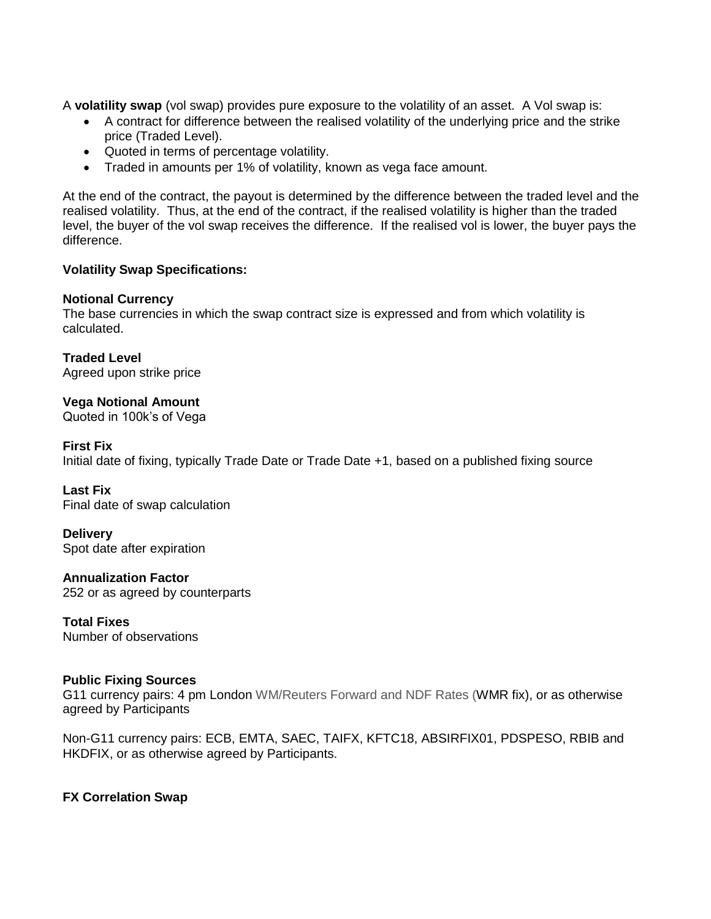A **volatility swap** (vol swap) provides pure exposure to the volatility of an asset. A Vol swap is:

- A contract for difference between the realised volatility of the underlying price and the strike price (Traded Level).
- Quoted in terms of percentage volatility.
- Traded in amounts per 1% of volatility, known as vega face amount.

At the end of the contract, the payout is determined by the difference between the traded level and the realised volatility. Thus, at the end of the contract, if the realised volatility is higher than the traded level, the buyer of the vol swap receives the difference. If the realised vol is lower, the buyer pays the difference.

**Volatility Swap Specifications:**

**Notional Currency**
The base currencies in which the swap contract size is expressed and from which volatility is calculated.

**Traded Level**
Agreed upon strike price

**Vega Notional Amount**
Quoted in 100k's of Vega

**First Fix**
Initial date of fixing, typically Trade Date or Trade Date +1, based on a published fixing source

**Last Fix**
Final date of swap calculation

**Delivery**
Spot date after expiration

**Annualization Factor**
252 or as agreed by counterparts

**Total Fixes**
Number of observations

**Public Fixing Sources**
G11 currency pairs: 4 pm London WM/Reuters Forward and NDF Rates (WMR fix), or as otherwise agreed by Participants

Non-G11 currency pairs: ECB, EMTA, SAEC, TAIFX, KFTC18, ABSIRFIX01, PDSPESO, RBIB and HKDFIX, or as otherwise agreed by Participants.

**FX Correlation Swap**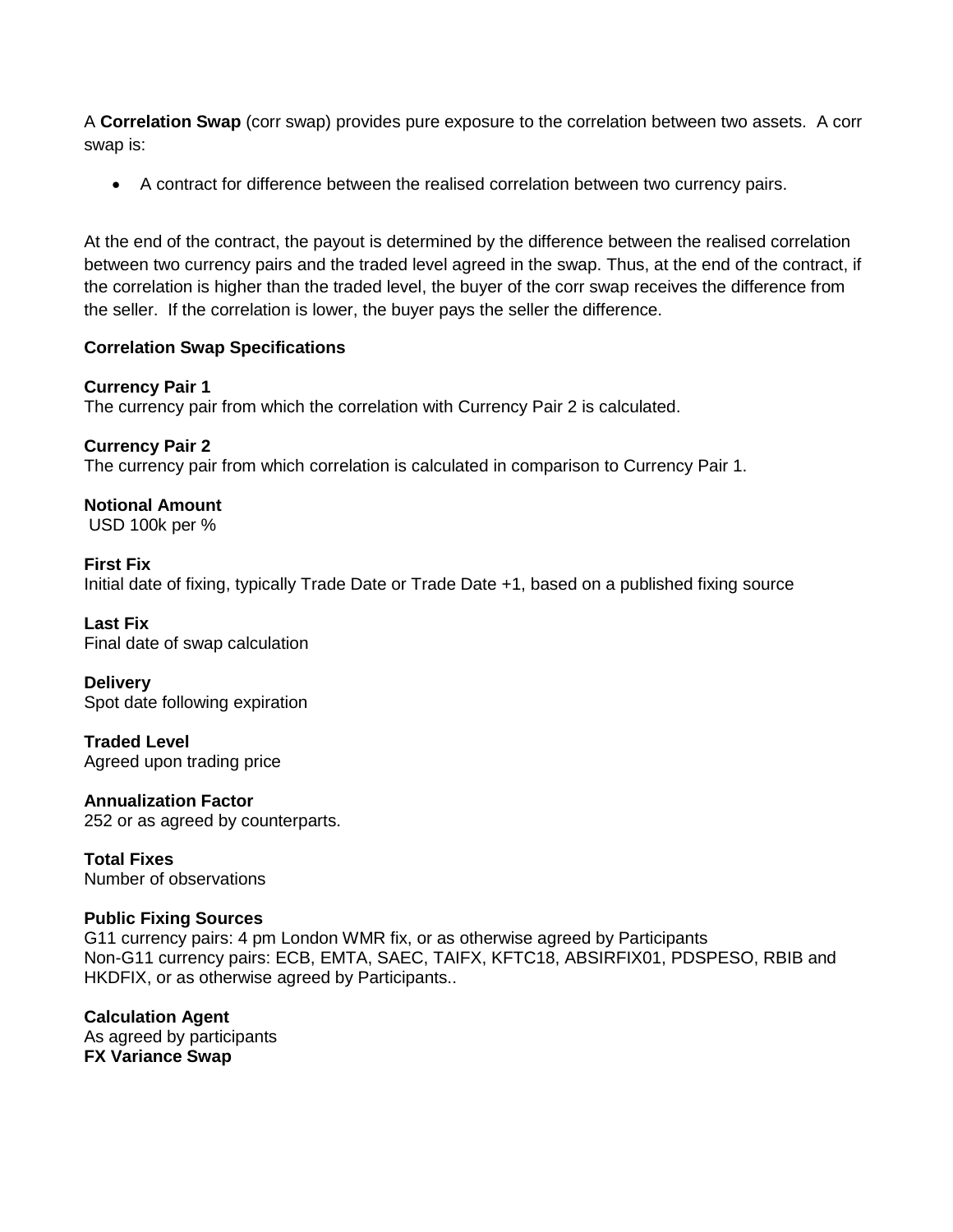A **Correlation Swap** (corr swap) provides pure exposure to the correlation between two assets. A corr swap is:

- A contract for difference between the realised correlation between two currency pairs.

At the end of the contract, the payout is determined by the difference between the realised correlation between two currency pairs and the traded level agreed in the swap. Thus, at the end of the contract, if the correlation is higher than the traded level, the buyer of the corr swap receives the difference from the seller. If the correlation is lower, the buyer pays the seller the difference.

**Correlation Swap Specifications**

**Currency Pair 1**
The currency pair from which the correlation with Currency Pair 2 is calculated.

**Currency Pair 2**
The currency pair from which correlation is calculated in comparison to Currency Pair 1.

**Notional Amount**
USD 100k per %

**First Fix**
Initial date of fixing, typically Trade Date or Trade Date +1, based on a published fixing source

**Last Fix**
Final date of swap calculation

**Delivery**
Spot date following expiration

**Traded Level**
Agreed upon trading price

**Annualization Factor**
252 or as agreed by counterparts.

**Total Fixes**
Number of observations

**Public Fixing Sources**
G11 currency pairs: 4 pm London WMR fix, or as otherwise agreed by Participants
Non-G11 currency pairs: ECB, EMTA, SAEC, TAIFX, KFTC18, ABSIRFIX01, PDSPESO, RBIB and HKDFIX, or as otherwise agreed by Participants..

**Calculation Agent**
As agreed by participants

**FX Variance Swap**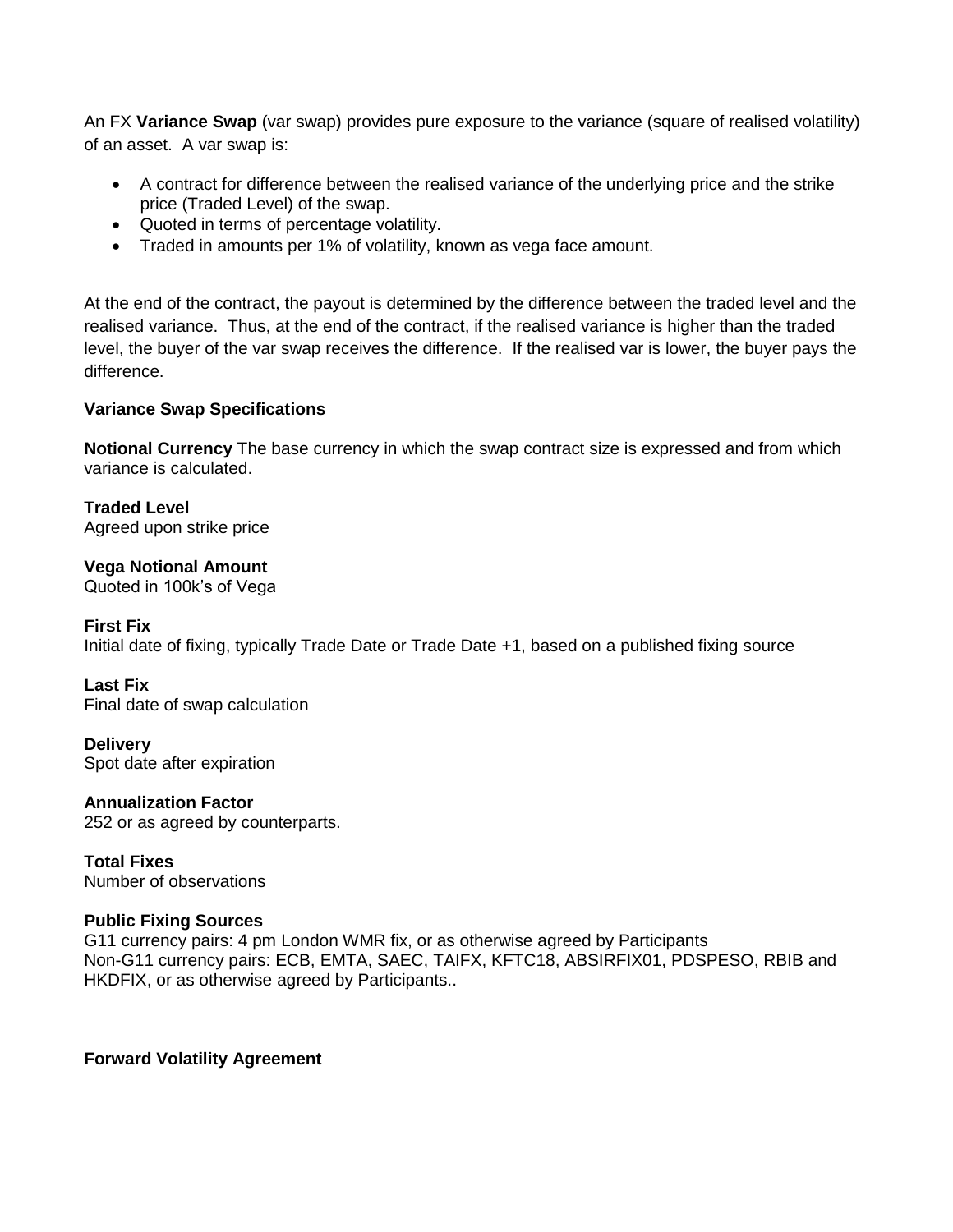An FX **Variance Swap** (var swap) provides pure exposure to the variance (square of realised volatility) of an asset. A var swap is:

- A contract for difference between the realised variance of the underlying price and the strike price (Traded Level) of the swap.
- Quoted in terms of percentage volatility.
- Traded in amounts per 1% of volatility, known as vega face amount.

At the end of the contract, the payout is determined by the difference between the traded level and the realised variance. Thus, at the end of the contract, if the realised variance is higher than the traded level, the buyer of the var swap receives the difference. If the realised var is lower, the buyer pays the difference.

**Variance Swap Specifications**

**Notional Currency** The base currency in which the swap contract size is expressed and from which variance is calculated.

**Traded Level**
Agreed upon strike price

**Vega Notional Amount**
Quoted in 100k's of Vega

**First Fix**
Initial date of fixing, typically Trade Date or Trade Date +1, based on a published fixing source

**Last Fix**
Final date of swap calculation

**Delivery**
Spot date after expiration

**Annualization Factor**
252 or as agreed by counterparts.

**Total Fixes**
Number of observations

**Public Fixing Sources**
G11 currency pairs: 4 pm London WMR fix, or as otherwise agreed by Participants
Non-G11 currency pairs: ECB, EMTA, SAEC, TAIFX, KFTC18, ABSIRFIX01, PDSPESO, RBIB and HKDFIX, or as otherwise agreed by Participants..

**Forward Volatility Agreement**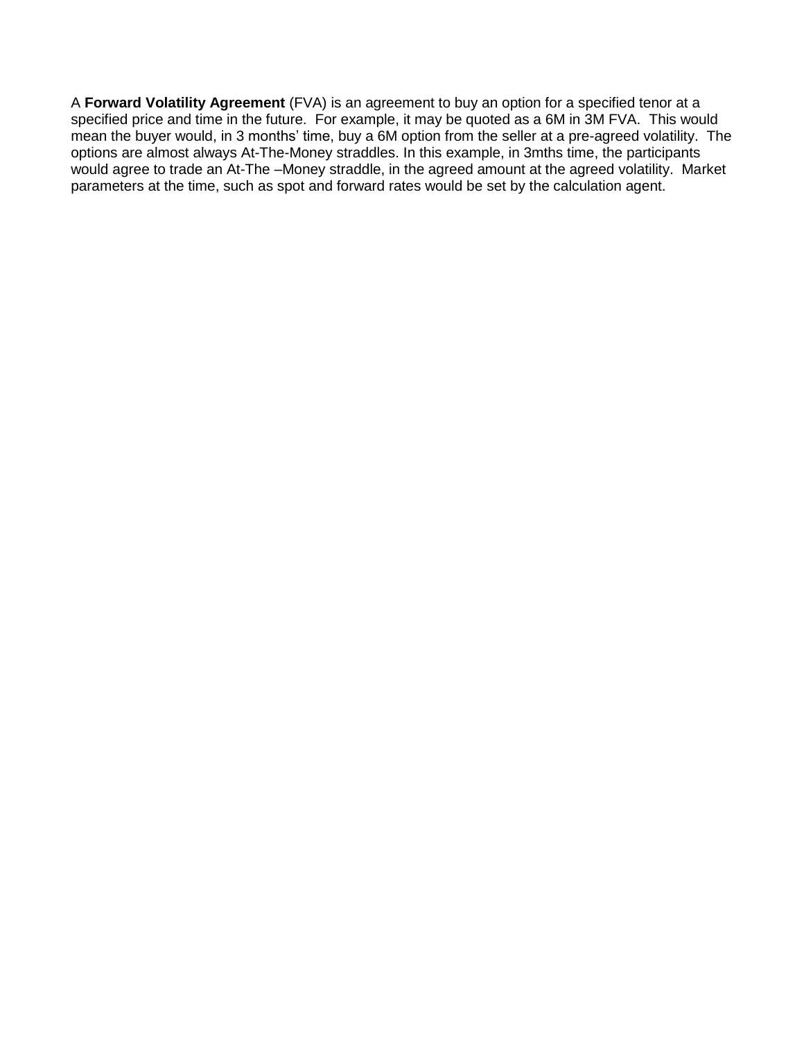A **Forward Volatility Agreement** (FVA) is an agreement to buy an option for a specified tenor at a specified price and time in the future. For example, it may be quoted as a 6M in 3M FVA. This would mean the buyer would, in 3 months' time, buy a 6M option from the seller at a pre-agreed volatility. The options are almost always At-The-Money straddles. In this example, in 3mths time, the participants would agree to trade an At-The –Money straddle, in the agreed amount at the agreed volatility. Market parameters at the time, such as spot and forward rates would be set by the calculation agent.